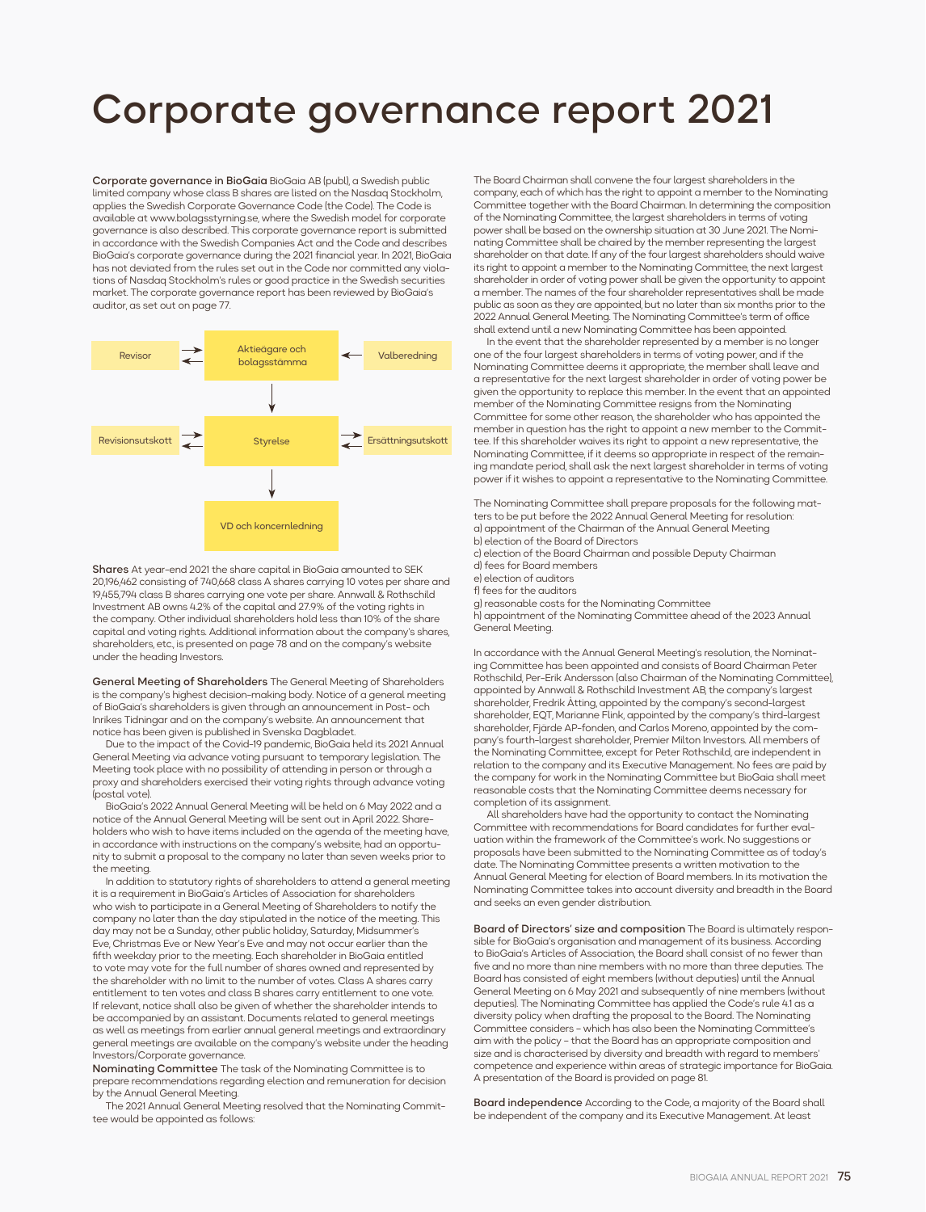# Corporate governance report 2021

**Corporate governance in BioGaia** BioGaia AB (publ), a Swedish public limited company whose class B shares are listed on the Nasdaq Stockholm, applies the Swedish Corporate Governance Code (the Code). The Code is available at www.bolagsstyrning.se, where the Swedish model for corporate governance is also described. This corporate governance report is submitted in accordance with the Swedish Companies Act and the Code and describes BioGaia's corporate governance during the 2021 financial year. In 2021, BioGaia has not deviated from the rules set out in the Code nor committed any violations of Nasdaq Stockholm's rules or good practice in the Swedish securities market. The corporate governance report has been reviewed by BioGaia's auditor, as set out on page 77.

Revisor ⇄ Aktieägare och bolagsstämma ← Valberedning

Aktieägare och bolagsstämma → Styrelse

Revisionsutskott ⇄ Styrelse ⇄ Ersättningsutskott

Styrelse → VD och koncernledning

**Shares** At year-end 2021 the share capital in BioGaia amounted to SEK 20,196,462 consisting of 740,668 class A shares carrying 10 votes per share and 19,455,794 class B shares carrying one vote per share. Annwall & Rothschild Investment AB owns 4.2% of the capital and 27.9% of the voting rights in the company. Other individual shareholders hold less than 10% of the share capital and voting rights. Additional information about the company's shares, shareholders, etc., is presented on page 78 and on the company's website under the heading Investors.

**General Meeting of Shareholders** The General Meeting of Shareholders is the company's highest decision-making body. Notice of a general meeting of BioGaia's shareholders is given through an announcement in Post- och Inrikes Tidningar and on the company's website. An announcement that notice has been given is published in Svenska Dagbladet.

Due to the impact of the Covid-19 pandemic, BioGaia held its 2021 Annual General Meeting via advance voting pursuant to temporary legislation. The Meeting took place with no possibility of attending in person or through a proxy and shareholders exercised their voting rights through advance voting (postal vote).

BioGaia's 2022 Annual General Meeting will be held on 6 May 2022 and a notice of the Annual General Meeting will be sent out in April 2022. Shareholders who wish to have items included on the agenda of the meeting have, in accordance with instructions on the company's website, had an opportunity to submit a proposal to the company no later than seven weeks prior to the meeting.

In addition to statutory rights of shareholders to attend a general meeting it is a requirement in BioGaia's Articles of Association for shareholders who wish to participate in a General Meeting of Shareholders to notify the company no later than the day stipulated in the notice of the meeting. This day may not be a Sunday, other public holiday, Saturday, Midsummer's Eve, Christmas Eve or New Year's Eve and may not occur earlier than the fifth weekday prior to the meeting. Each shareholder in BioGaia entitled to vote may vote for the full number of shares owned and represented by the shareholder with no limit to the number of votes. Class A shares carry entitlement to ten votes and class B shares carry entitlement to one vote. If relevant, notice shall also be given of whether the shareholder intends to be accompanied by an assistant. Documents related to general meetings as well as meetings from earlier annual general meetings and extraordinary general meetings are available on the company's website under the heading Investors/Corporate governance.

**Nominating Committee** The task of the Nominating Committee is to prepare recommendations regarding election and remuneration for decision by the Annual General Meeting.

The 2021 Annual General Meeting resolved that the Nominating Committee would be appointed as follows:

The Board Chairman shall convene the four largest shareholders in the company, each of which has the right to appoint a member to the Nominating Committee together with the Board Chairman. In determining the composition of the Nominating Committee, the largest shareholders in terms of voting power shall be based on the ownership situation at 30 June 2021. The Nominating Committee shall be chaired by the member representing the largest shareholder on that date. If any of the four largest shareholders should waive its right to appoint a member to the Nominating Committee, the next largest shareholder in order of voting power shall be given the opportunity to appoint a member. The names of the four shareholder representatives shall be made public as soon as they are appointed, but no later than six months prior to the 2022 Annual General Meeting. The Nominating Committee's term of office shall extend until a new Nominating Committee has been appointed.

In the event that the shareholder represented by a member is no longer one of the four largest shareholders in terms of voting power, and if the Nominating Committee deems it appropriate, the member shall leave and a representative for the next largest shareholder in order of voting power be given the opportunity to replace this member. In the event that an appointed member of the Nominating Committee resigns from the Nominating Committee for some other reason, the shareholder who has appointed the member in question has the right to appoint a new member to the Committee. If this shareholder waives its right to appoint a new representative, the Nominating Committee, if it deems so appropriate in respect of the remaining mandate period, shall ask the next largest shareholder in terms of voting power if it wishes to appoint a representative to the Nominating Committee.

The Nominating Committee shall prepare proposals for the following matters to be put before the 2022 Annual General Meeting for resolution:
a) appointment of the Chairman of the Annual General Meeting
b) election of the Board of Directors
c) election of the Board Chairman and possible Deputy Chairman
d) fees for Board members
e) election of auditors
f) fees for the auditors
g) reasonable costs for the Nominating Committee
h) appointment of the Nominating Committee ahead of the 2023 Annual General Meeting.

In accordance with the Annual General Meeting's resolution, the Nominating Committee has been appointed and consists of Board Chairman Peter Rothschild, Per-Erik Andersson (also Chairman of the Nominating Committee), appointed by Annwall & Rothschild Investment AB, the company's largest shareholder, Fredrik Åtting, appointed by the company's second-largest shareholder, EQT, Marianne Flink, appointed by the company's third-largest shareholder, Fjärde AP-fonden, and Carlos Moreno, appointed by the company's fourth-largest shareholder, Premier Milton Investors. All members of the Nominating Committee, except for Peter Rothschild, are independent in relation to the company and its Executive Management. No fees are paid by the company for work in the Nominating Committee but BioGaia shall meet reasonable costs that the Nominating Committee deems necessary for completion of its assignment.

All shareholders have had the opportunity to contact the Nominating Committee with recommendations for Board candidates for further evaluation within the framework of the Committee's work. No suggestions or proposals have been submitted to the Nominating Committee as of today's date. The Nominating Committee presents a written motivation to the Annual General Meeting for election of Board members. In its motivation the Nominating Committee takes into account diversity and breadth in the Board and seeks an even gender distribution.

**Board of Directors' size and composition** The Board is ultimately responsible for BioGaia's organisation and management of its business. According to BioGaia's Articles of Association, the Board shall consist of no fewer than five and no more than nine members with no more than three deputies. The Board has consisted of eight members (without deputies) until the Annual General Meeting on 6 May 2021 and subsequently of nine members (without deputies). The Nominating Committee has applied the Code's rule 4.1 as a diversity policy when drafting the proposal to the Board. The Nominating Committee considers – which has also been the Nominating Committee's aim with the policy – that the Board has an appropriate composition and size and is characterised by diversity and breadth with regard to members' competence and experience within areas of strategic importance for BioGaia. A presentation of the Board is provided on page 81.

**Board independence** According to the Code, a majority of the Board shall be independent of the company and its Executive Management. At least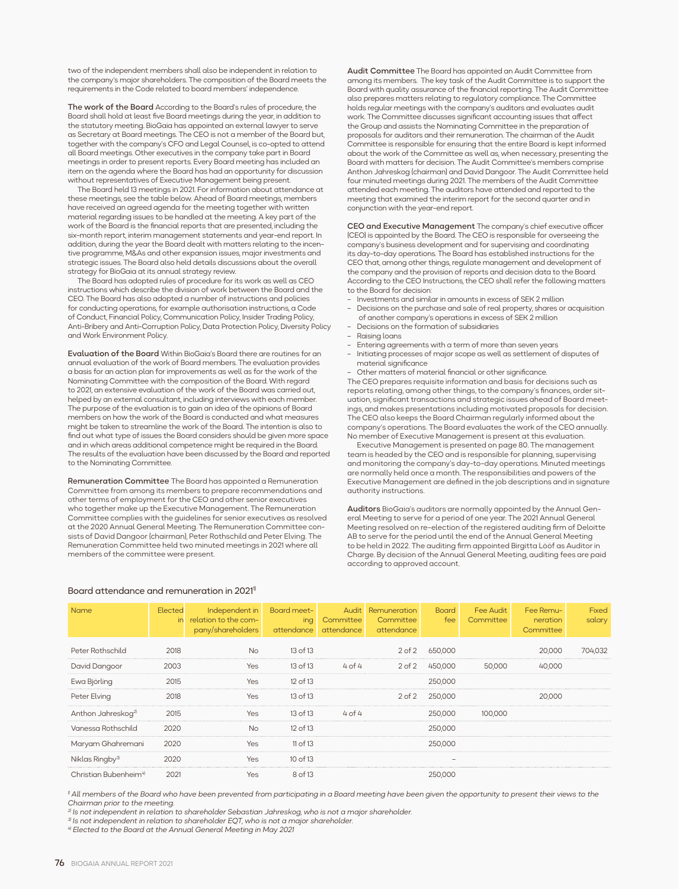two of the independent members shall also be independent in relation to the company's major shareholders. The composition of the Board meets the requirements in the Code related to board members' independence.

**The work of the Board** According to the Board's rules of procedure, the Board shall hold at least five Board meetings during the year, in addition to the statutory meeting. BioGaia has appointed an external lawyer to serve as Secretary at Board meetings. The CEO is not a member of the Board but, together with the company's CFO and Legal Counsel, is co-opted to attend all Board meetings. Other executives in the company take part in Board meetings in order to present reports. Every Board meeting has included an item on the agenda where the Board has had an opportunity for discussion without representatives of Executive Management being present.

The Board held 13 meetings in 2021. For information about attendance at these meetings, see the table below. Ahead of Board meetings, members have received an agreed agenda for the meeting together with written material regarding issues to be handled at the meeting. A key part of the work of the Board is the financial reports that are presented, including the six-month report, interim management statements and year-end report. In addition, during the year the Board dealt with matters relating to the incentive programme, M&As and other expansion issues, major investments and strategic issues. The Board also held details discussions about the overall strategy for BioGaia at its annual strategy review.

The Board has adopted rules of procedure for its work as well as CEO instructions which describe the division of work between the Board and the CEO. The Board has also adopted a number of instructions and policies for conducting operations, for example authorisation instructions, a Code of Conduct, Financial Policy, Communication Policy, Insider Trading Policy, Anti-Bribery and Anti-Corruption Policy, Data Protection Policy, Diversity Policy and Work Environment Policy.

**Evaluation of the Board** Within BioGaia's Board there are routines for an annual evaluation of the work of Board members. The evaluation provides a basis for an action plan for improvements as well as for the work of the Nominating Committee with the composition of the Board. With regard to 2021, an extensive evaluation of the work of the Board was carried out, helped by an external consultant, including interviews with each member. The purpose of the evaluation is to gain an idea of the opinions of Board members on how the work of the Board is conducted and what measures might be taken to streamline the work of the Board. The intention is also to find out what type of issues the Board considers should be given more space and in which areas additional competence might be required in the Board. The results of the evaluation have been discussed by the Board and reported to the Nominating Committee.

**Remuneration Committee** The Board has appointed a Remuneration Committee from among its members to prepare recommendations and other terms of employment for the CEO and other senior executives who together make up the Executive Management. The Remuneration Committee complies with the guidelines for senior executives as resolved at the 2020 Annual General Meeting. The Remuneration Committee consists of David Dangoor (chairman), Peter Rothschild and Peter Elving. The Remuneration Committee held two minuted meetings in 2021 where all members of the committee were present.

**Audit Committee** The Board has appointed an Audit Committee from among its members. The key task of the Audit Committee is to support the Board with quality assurance of the financial reporting. The Audit Committee also prepares matters relating to regulatory compliance. The Committee holds regular meetings with the company's auditors and evaluates audit work. The Committee discusses significant accounting issues that affect the Group and assists the Nominating Committee in the preparation of proposals for auditors and their remuneration. The chairman of the Audit Committee is responsible for ensuring that the entire Board is kept informed about the work of the Committee as well as, when necessary, presenting the Board with matters for decision. The Audit Committee's members comprise Anthon Jahreskog (chairman) and David Dangoor. The Audit Committee held four minuted meetings during 2021. The members of the Audit Committee attended each meeting. The auditors have attended and reported to the meeting that examined the interim report for the second quarter and in conjunction with the year-end report.

**CEO and Executive Management** The company's chief executive officer (CEO) is appointed by the Board. The CEO is responsible for overseeing the company's business development and for supervising and coordinating its day-to-day operations. The Board has established instructions for the CEO that, among other things, regulate management and development of the company and the provision of reports and decision data to the Board. According to the CEO Instructions, the CEO shall refer the following matters to the Board for decision:

- Investments and similar in amounts in excess of SEK 2 million
- Decisions on the purchase and sale of real property, shares or acquisition of another company's operations in excess of SEK 2 million
- Decisions on the formation of subsidiaries
- Raising loans
- Entering agreements with a term of more than seven years
- Initiating processes of major scope as well as settlement of disputes of material significance
- Other matters of material financial or other significance.

The CEO prepares requisite information and basis for decisions such as reports relating, among other things, to the company's finances, order situation, significant transactions and strategic issues ahead of Board meetings, and makes presentations including motivated proposals for decision. The CEO also keeps the Board Chairman regularly informed about the company's operations. The Board evaluates the work of the CEO annually. No member of Executive Management is present at this evaluation.

Executive Management is presented on page 80. The management team is headed by the CEO and is responsible for planning, supervising and monitoring the company's day-to-day operations. Minuted meetings are normally held once a month. The responsibilities and powers of the Executive Management are defined in the job descriptions and in signature authority instructions.

**Auditors** BioGaia's auditors are normally appointed by the Annual General Meeting to serve for a period of one year. The 2021 Annual General Meeting resolved on re-election of the registered auditing firm of Deloitte AB to serve for the period until the end of the Annual General Meeting to be held in 2022. The auditing firm appointed Birgitta Lööf as Auditor in Charge. By decision of the Annual General Meeting, auditing fees are paid according to approved account.

## Board attendance and remuneration in 2021[1]

| Name | Elected in | Independent in relation to the company/shareholders | Board meeting attendance | Audit Committee attendance | Remuneration Committee attendance | Board fee | Fee Audit Committee | Fee Remuneration Committee | Fixed salary |
|---|---|---|---|---|---|---|---|---|---|
| Peter Rothschild | 2018 | No | 13 of 13 | | 2 of 2 | 650,000 | | 20,000 | 704,032 |
| David Dangoor | 2003 | Yes | 13 of 13 | 4 of 4 | 2 of 2 | 450,000 | 50,000 | 40,000 | |
| Ewa Björling | 2015 | Yes | 12 of 13 | | | 250,000 | | | |
| Peter Elving | 2018 | Yes | 13 of 13 | | 2 of 2 | 250,000 | | 20,000 | |
| Anthon Jahreskog[2] | 2015 | Yes | 13 of 13 | 4 of 4 | | 250,000 | 100,000 | | |
| Vanessa Rothschild | 2020 | No | 12 of 13 | | | 250,000 | | | |
| Maryam Ghahremani | 2020 | Yes | 11 of 13 | | | 250,000 | | | |
| Niklas Ringby[3] | 2020 | Yes | 10 of 13 | | | – | | | |
| Christian Bubenheim[4] | 2021 | Yes | 8 of 13 | | | 250,000 | | | |

*[1] All members of the Board who have been prevented from participating in a Board meeting have been given the opportunity to present their views to the Chairman prior to the meeting.*

*[2] Is not independent in relation to shareholder Sebastian Jahreskog, who is not a major shareholder.*

*[3] Is not independent in relation to shareholder EQT, who is not a major shareholder.*

*[4] Elected to the Board at the Annual General Meeting in May 2021*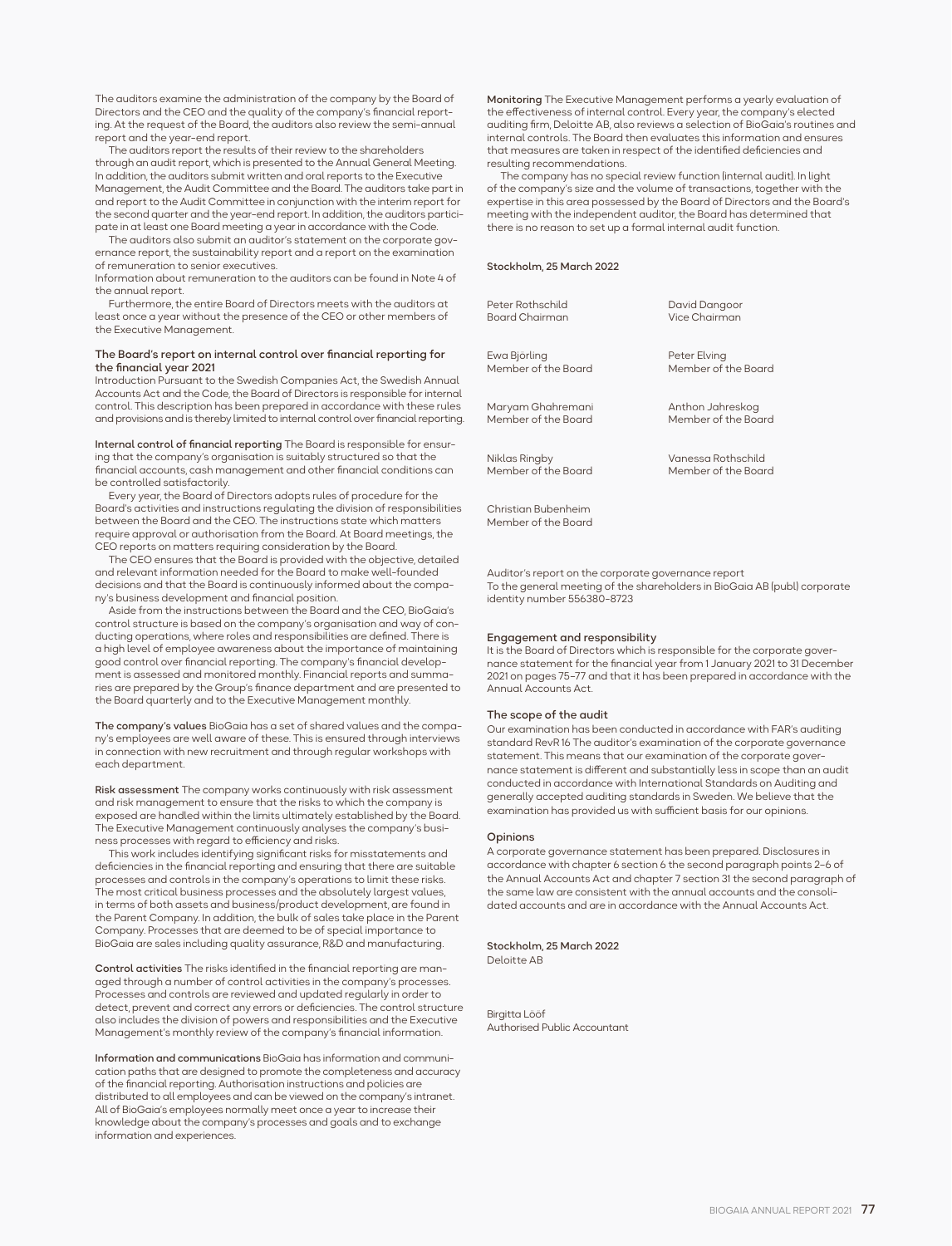The auditors examine the administration of the company by the Board of Directors and the CEO and the quality of the company's financial reporting. At the request of the Board, the auditors also review the semi-annual report and the year-end report.

The auditors report the results of their review to the shareholders through an audit report, which is presented to the Annual General Meeting. In addition, the auditors submit written and oral reports to the Executive Management, the Audit Committee and the Board. The auditors take part in and report to the Audit Committee in conjunction with the interim report for the second quarter and the year-end report. In addition, the auditors participate in at least one Board meeting a year in accordance with the Code.

The auditors also submit an auditor's statement on the corporate governance report, the sustainability report and a report on the examination of remuneration to senior executives.

Information about remuneration to the auditors can be found in Note 4 of the annual report.

Furthermore, the entire Board of Directors meets with the auditors at least once a year without the presence of the CEO or other members of the Executive Management.

### The Board's report on internal control over financial reporting for the financial year 2021

Introduction Pursuant to the Swedish Companies Act, the Swedish Annual Accounts Act and the Code, the Board of Directors is responsible for internal control. This description has been prepared in accordance with these rules and provisions and is thereby limited to internal control over financial reporting.

**Internal control of financial reporting** The Board is responsible for ensuring that the company's organisation is suitably structured so that the financial accounts, cash management and other financial conditions can be controlled satisfactorily.

Every year, the Board of Directors adopts rules of procedure for the Board's activities and instructions regulating the division of responsibilities between the Board and the CEO. The instructions state which matters require approval or authorisation from the Board. At Board meetings, the CEO reports on matters requiring consideration by the Board.

The CEO ensures that the Board is provided with the objective, detailed and relevant information needed for the Board to make well-founded decisions and that the Board is continuously informed about the company's business development and financial position.

Aside from the instructions between the Board and the CEO, BioGaia's control structure is based on the company's organisation and way of conducting operations, where roles and responsibilities are defined. There is a high level of employee awareness about the importance of maintaining good control over financial reporting. The company's financial development is assessed and monitored monthly. Financial reports and summaries are prepared by the Group's finance department and are presented to the Board quarterly and to the Executive Management monthly.

**The company's values** BioGaia has a set of shared values and the company's employees are well aware of these. This is ensured through interviews in connection with new recruitment and through regular workshops with each department.

**Risk assessment** The company works continuously with risk assessment and risk management to ensure that the risks to which the company is exposed are handled within the limits ultimately established by the Board. The Executive Management continuously analyses the company's business processes with regard to efficiency and risks.

This work includes identifying significant risks for misstatements and deficiencies in the financial reporting and ensuring that there are suitable processes and controls in the company's operations to limit these risks. The most critical business processes and the absolutely largest values, in terms of both assets and business/product development, are found in the Parent Company. In addition, the bulk of sales take place in the Parent Company. Processes that are deemed to be of special importance to BioGaia are sales including quality assurance, R&D and manufacturing.

**Control activities** The risks identified in the financial reporting are managed through a number of control activities in the company's processes. Processes and controls are reviewed and updated regularly in order to detect, prevent and correct any errors or deficiencies. The control structure also includes the division of powers and responsibilities and the Executive Management's monthly review of the company's financial information.

**Information and communications** BioGaia has information and communication paths that are designed to promote the completeness and accuracy of the financial reporting. Authorisation instructions and policies are distributed to all employees and can be viewed on the company's intranet. All of BioGaia's employees normally meet once a year to increase their knowledge about the company's processes and goals and to exchange information and experiences.

**Monitoring** The Executive Management performs a yearly evaluation of the effectiveness of internal control. Every year, the company's elected auditing firm, Deloitte AB, also reviews a selection of BioGaia's routines and internal controls. The Board then evaluates this information and ensures that measures are taken in respect of the identified deficiencies and resulting recommendations.

The company has no special review function (internal audit). In light of the company's size and the volume of transactions, together with the expertise in this area possessed by the Board of Directors and the Board's meeting with the independent auditor, the Board has determined that there is no reason to set up a formal internal audit function.

**Stockholm, 25 March 2022**

Peter Rothschild
Board Chairman

David Dangoor
Vice Chairman

Ewa Björling
Member of the Board

Peter Elving
Member of the Board

Maryam Ghahremani
Member of the Board

Anthon Jahreskog
Member of the Board

Niklas Ringby
Member of the Board

Vanessa Rothschild
Member of the Board

Christian Bubenheim
Member of the Board

Auditor's report on the corporate governance report
To the general meeting of the shareholders in BioGaia AB (publ) corporate identity number 556380-8723

### Engagement and responsibility

It is the Board of Directors which is responsible for the corporate governance statement for the financial year from 1 January 2021 to 31 December 2021 on pages 75–77 and that it has been prepared in accordance with the Annual Accounts Act.

### The scope of the audit

Our examination has been conducted in accordance with FAR's auditing standard RevR 16 The auditor's examination of the corporate governance statement. This means that our examination of the corporate governance statement is different and substantially less in scope than an audit conducted in accordance with International Standards on Auditing and generally accepted auditing standards in Sweden. We believe that the examination has provided us with sufficient basis for our opinions.

### Opinions

A corporate governance statement has been prepared. Disclosures in accordance with chapter 6 section 6 the second paragraph points 2–6 of the Annual Accounts Act and chapter 7 section 31 the second paragraph of the same law are consistent with the annual accounts and the consolidated accounts and are in accordance with the Annual Accounts Act.

**Stockholm, 25 March 2022**
Deloitte AB

Birgitta Lööf
Authorised Public Accountant